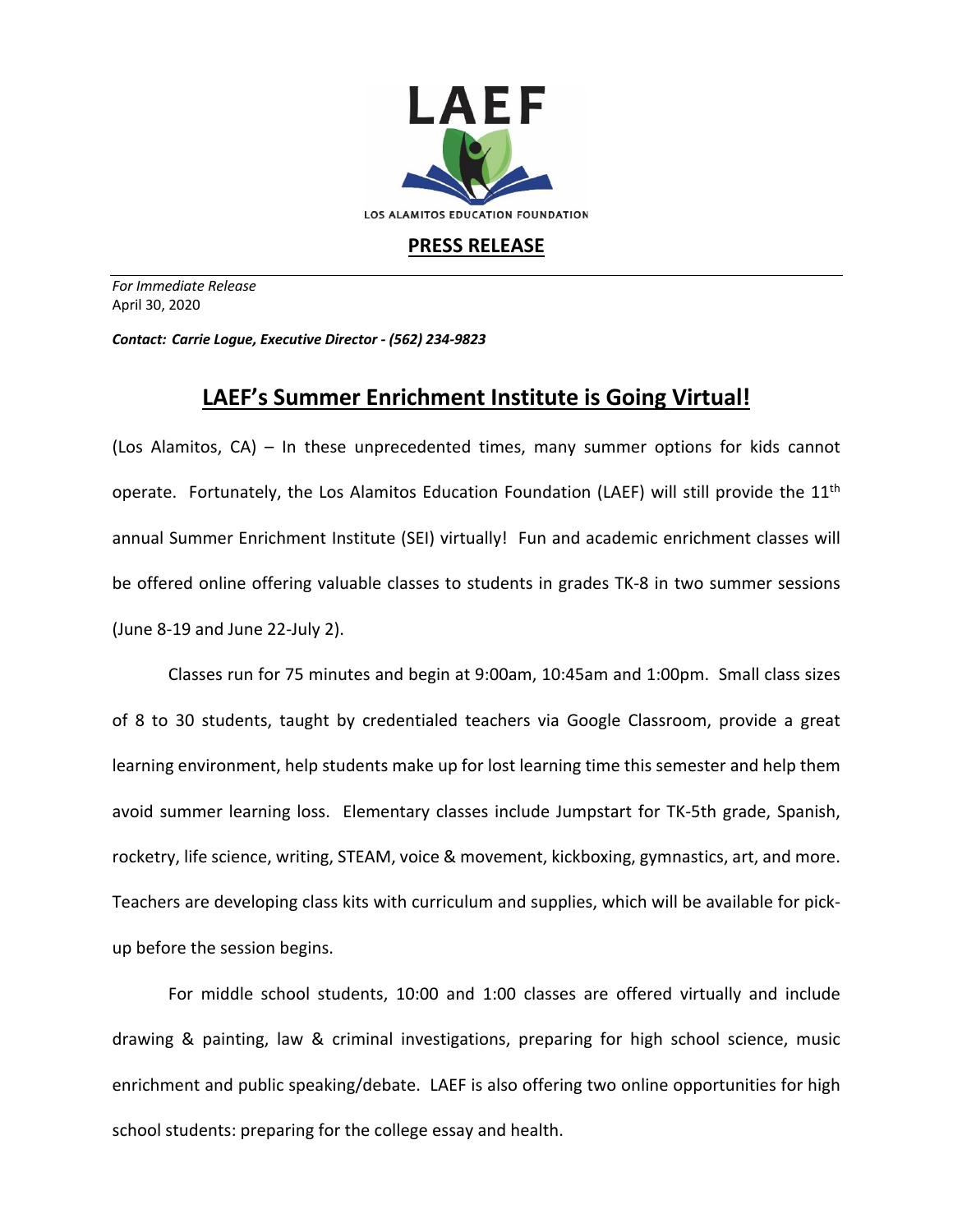LAEF

LOS ALAMITOS EDUCATION FOUNDATION

**PRESS RELEASE**

*For Immediate Release*
April 30, 2020

***Contact: Carrie Logue, Executive Director - (562) 234-9823***

# LAEF's Summer Enrichment Institute is Going Virtual!

(Los Alamitos, CA) – In these unprecedented times, many summer options for kids cannot operate. Fortunately, the Los Alamitos Education Foundation (LAEF) will still provide the 11th annual Summer Enrichment Institute (SEI) virtually! Fun and academic enrichment classes will be offered online offering valuable classes to students in grades TK-8 in two summer sessions (June 8-19 and June 22-July 2).

Classes run for 75 minutes and begin at 9:00am, 10:45am and 1:00pm. Small class sizes of 8 to 30 students, taught by credentialed teachers via Google Classroom, provide a great learning environment, help students make up for lost learning time this semester and help them avoid summer learning loss. Elementary classes include Jumpstart for TK-5th grade, Spanish, rocketry, life science, writing, STEAM, voice & movement, kickboxing, gymnastics, art, and more. Teachers are developing class kits with curriculum and supplies, which will be available for pick-up before the session begins.

For middle school students, 10:00 and 1:00 classes are offered virtually and include drawing & painting, law & criminal investigations, preparing for high school science, music enrichment and public speaking/debate. LAEF is also offering two online opportunities for high school students: preparing for the college essay and health.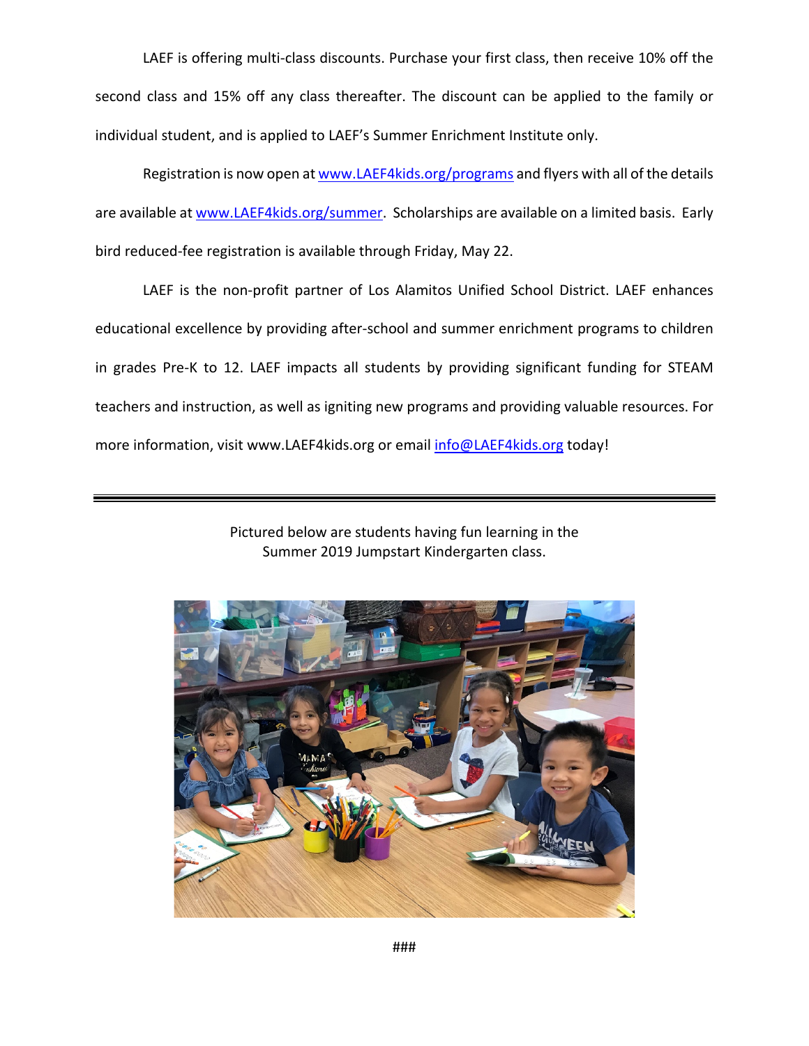LAEF is offering multi-class discounts. Purchase your first class, then receive 10% off the second class and 15% off any class thereafter. The discount can be applied to the family or individual student, and is applied to LAEF's Summer Enrichment Institute only.

Registration is now open at www.LAEF4kids.org/programs and flyers with all of the details are available at www.LAEF4kids.org/summer. Scholarships are available on a limited basis. Early bird reduced-fee registration is available through Friday, May 22.

LAEF is the non-profit partner of Los Alamitos Unified School District. LAEF enhances educational excellence by providing after-school and summer enrichment programs to children in grades Pre-K to 12. LAEF impacts all students by providing significant funding for STEAM teachers and instruction, as well as igniting new programs and providing valuable resources. For more information, visit www.LAEF4kids.org or email info@LAEF4kids.org today!

---

Pictured below are students having fun learning in the Summer 2019 Jumpstart Kindergarten class.

###